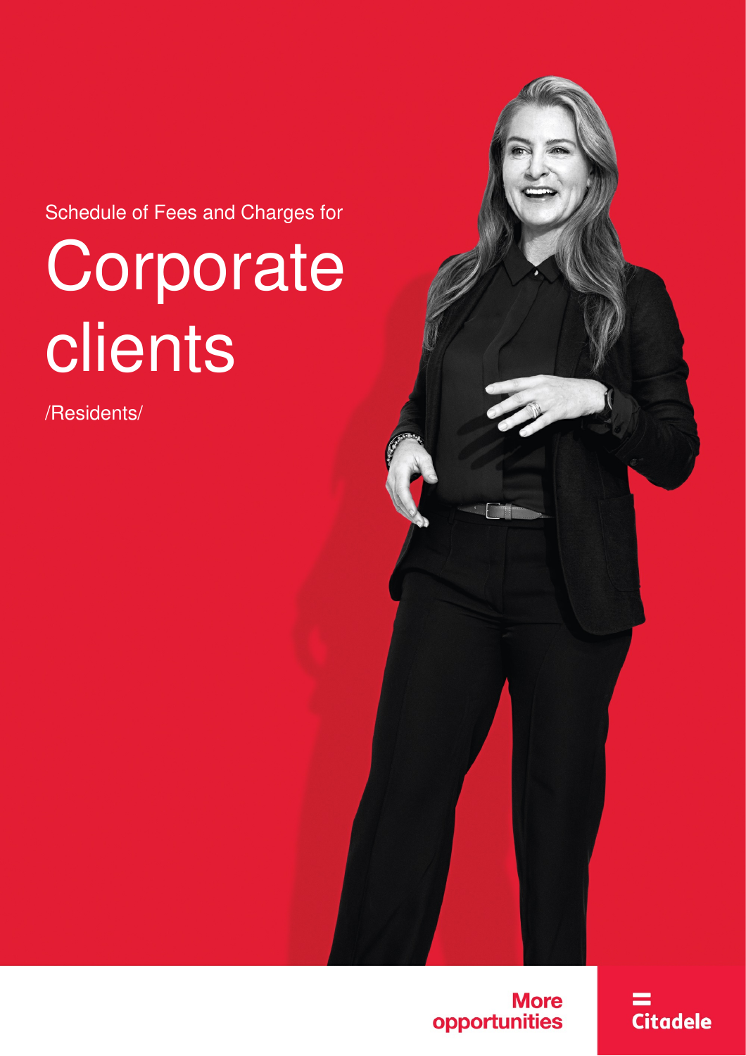Schedule of Fees and Charges for

# Corporate clients

/Residents/

More opportunities

Citadele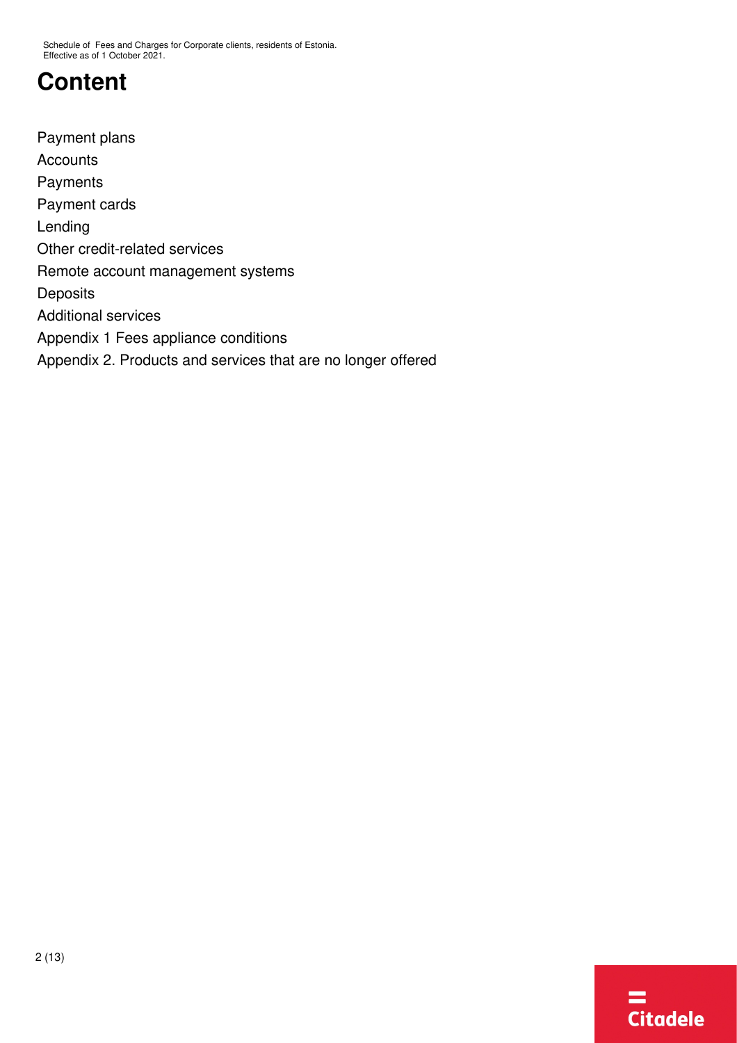# Content

Payment plans

Accounts

Payments

Payment cards

Lending

Other credit-related services

Remote account management systems

Deposits

Additional services

Appendix 1 Fees appliance conditions

Appendix 2. Products and services that are no longer offered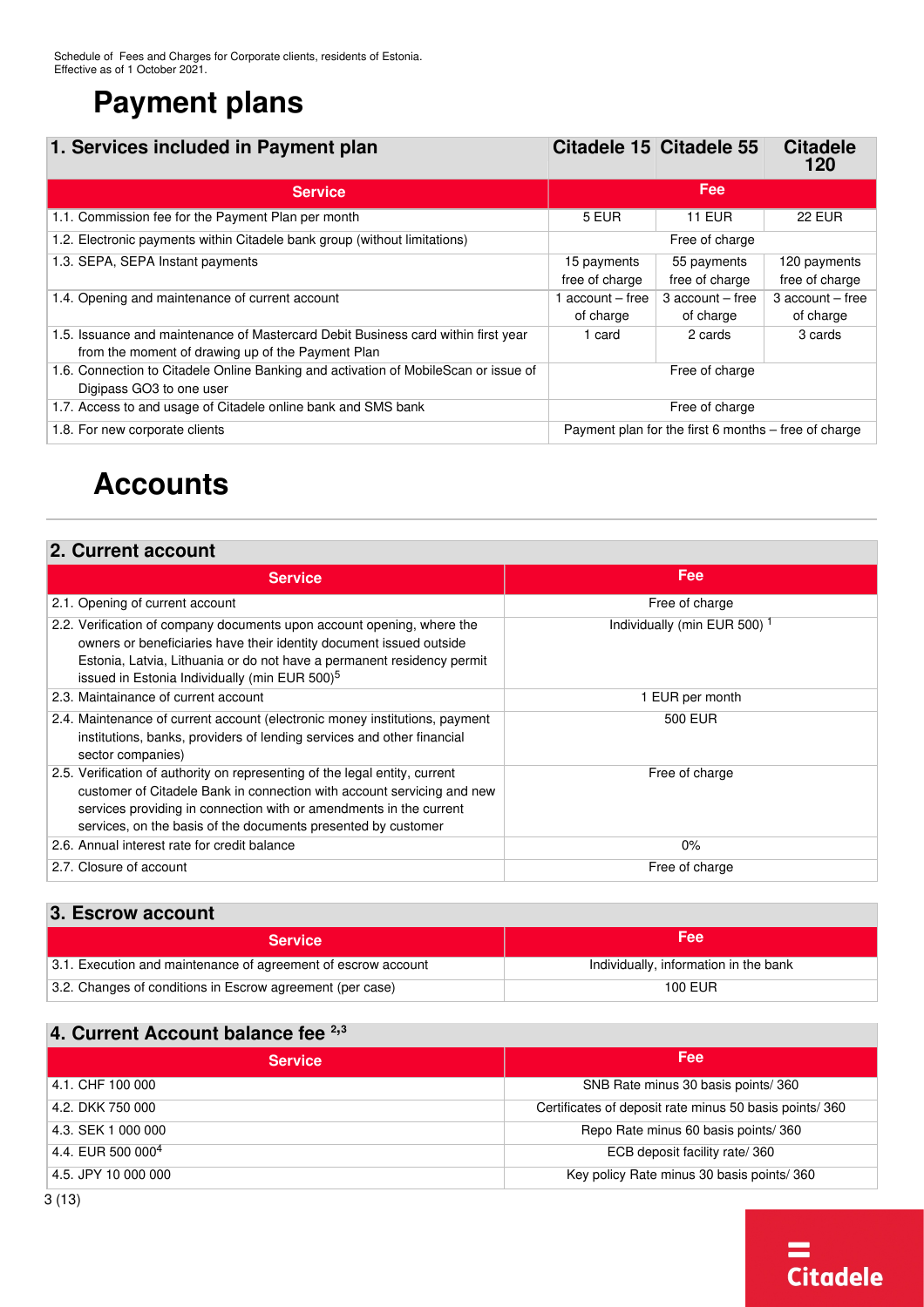Schedule of Fees and Charges for Corporate clients, residents of Estonia.
Effective as of 1 October 2021.

# Payment plans

| 1. Services included in Payment plan | Citadele 15 | Citadele 55 | Citadele 120 |
|---|---|---|---|
| **Service** | **Fee** | | |
| 1.1. Commission fee for the Payment Plan per month | 5 EUR | 11 EUR | 22 EUR |
| 1.2. Electronic payments within Citadele bank group (without limitations) | Free of charge | | |
| 1.3. SEPA, SEPA Instant payments | 15 payments free of charge | 55 payments free of charge | 120 payments free of charge |
| 1.4. Opening and maintenance of current account | 1 account – free of charge | 3 account – free of charge | 3 account – free of charge |
| 1.5. Issuance and maintenance of Mastercard Debit Business card within first year from the moment of drawing up of the Payment Plan | 1 card | 2 cards | 3 cards |
| 1.6. Connection to Citadele Online Banking and activation of MobileScan or issue of Digipass GO3 to one user | Free of charge | | |
| 1.7. Access to and usage of Citadele online bank and SMS bank | Free of charge | | |
| 1.8. For new corporate clients | Payment plan for the first 6 months – free of charge | | |

# Accounts

## 2. Current account

| Service | Fee |
|---|---|
| 2.1. Opening of current account | Free of charge |
| 2.2. Verification of company documents upon account opening, where the owners or beneficiaries have their identity document issued outside Estonia, Latvia, Lithuania or do not have a permanent residency permit issued in Estonia Individually (min EUR 500)[5] | Individually (min EUR 500) [1] |
| 2.3. Maintainance of current account | 1 EUR per month |
| 2.4. Maintenance of current account (electronic money institutions, payment institutions, banks, providers of lending services and other financial sector companies) | 500 EUR |
| 2.5. Verification of authority on representing of the legal entity, current customer of Citadele Bank in connection with account servicing and new services providing in connection with or amendments in the current services, on the basis of the documents presented by customer | Free of charge |
| 2.6. Annual interest rate for credit balance | 0% |
| 2.7. Closure of account | Free of charge |

## 3. Escrow account

| Service | Fee |
|---|---|
| 3.1. Execution and maintenance of agreement of escrow account | Individually, information in the bank |
| 3.2. Changes of conditions in Escrow agreement (per case) | 100 EUR |

## 4. Current Account balance fee [2,3]

| Service | Fee |
|---|---|
| 4.1. CHF 100 000 | SNB Rate minus 30 basis points/ 360 |
| 4.2. DKK 750 000 | Certificates of deposit rate minus 50 basis points/ 360 |
| 4.3. SEK 1 000 000 | Repo Rate minus 60 basis points/ 360 |
| 4.4. EUR 500 000[4] | ECB deposit facility rate/ 360 |
| 4.5. JPY 10 000 000 | Key policy Rate minus 30 basis points/ 360 |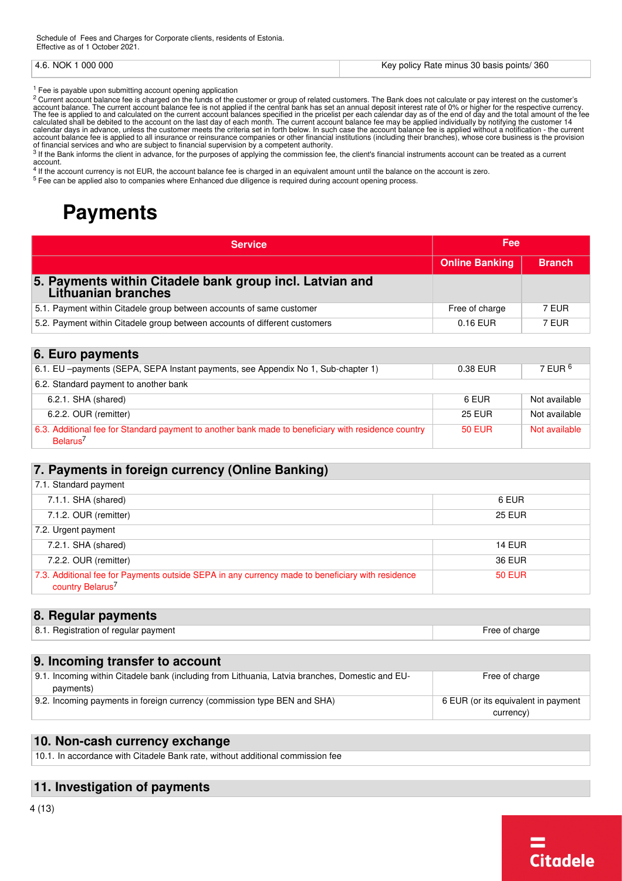| 4.6. NOK 1 000 000 | Key policy Rate minus 30 basis points/ 360 |
|---|---|

[1] Fee is payable upon submitting account opening application

[2] Current account balance fee is charged on the funds of the customer or group of related customers. The Bank does not calculate or pay interest on the customer's account balance. The current account balance fee is not applied if the central bank has set an annual deposit interest rate of 0% or higher for the respective currency. The fee is applied to and calculated on the current account balances specified in the pricelist per each calendar day as of the end of day and the total amount of the fee calculated shall be debited to the account on the last day of each month. The current account balance fee may be applied individually by notifying the customer 14 calendar days in advance, unless the customer meets the criteria set in forth below. In such case the account balance fee is applied without a notification - the current account balance fee is applied to all insurance or reinsurance companies or other financial institutions (including their branches), whose core business is the provision of financial services and who are subject to financial supervision by a competent authority.

[3] If the Bank informs the client in advance, for the purposes of applying the commission fee, the client's financial instruments account can be treated as a current account.

[4] If the account currency is not EUR, the account balance fee is charged in an equivalent amount until the balance on the account is zero.

[5] Fee can be applied also to companies where Enhanced due diligence is required during account opening process.

# Payments

| Service | Fee | |
|---|---|---|
| | Online Banking | Branch |
| **5. Payments within Citadele bank group incl. Latvian and Lithuanian branches** | | |
| 5.1. Payment within Citadele group between accounts of same customer | Free of charge | 7 EUR |
| 5.2. Payment within Citadele group between accounts of different customers | 0.16 EUR | 7 EUR |

| **6. Euro payments** | | |
|---|---|---|
| 6.1. EU –payments (SEPA, SEPA Instant payments, see Appendix No 1, Sub-chapter 1) | 0.38 EUR | 7 EUR [6] |
| 6.2. Standard payment to another bank | | |
| 6.2.1. SHA (shared) | 6 EUR | Not available |
| 6.2.2. OUR (remitter) | 25 EUR | Not available |
| 6.3. Additional fee for Standard payment to another bank made to beneficiary with residence country Belarus[7] | 50 EUR | Not available |

| **7. Payments in foreign currency (Online Banking)** | |
|---|---|
| 7.1. Standard payment | |
| 7.1.1. SHA (shared) | 6 EUR |
| 7.1.2. OUR (remitter) | 25 EUR |
| 7.2. Urgent payment | |
| 7.2.1. SHA (shared) | 14 EUR |
| 7.2.2. OUR (remitter) | 36 EUR |
| 7.3. Additional fee for Payments outside SEPA in any currency made to beneficiary with residence country Belarus[7] | 50 EUR |

| **8. Regular payments** | |
|---|---|
| 8.1. Registration of regular payment | Free of charge |

| **9. Incoming transfer to account** | |
|---|---|
| 9.1. Incoming within Citadele bank (including from Lithuania, Latvia branches, Domestic and EU-payments) | Free of charge |
| 9.2. Incoming payments in foreign currency (commission type BEN and SHA) | 6 EUR (or its equivalent in payment currency) |

| **10. Non-cash currency exchange** |
|---|
| 10.1. In accordance with Citadele Bank rate, without additional commission fee |

## 11. Investigation of payments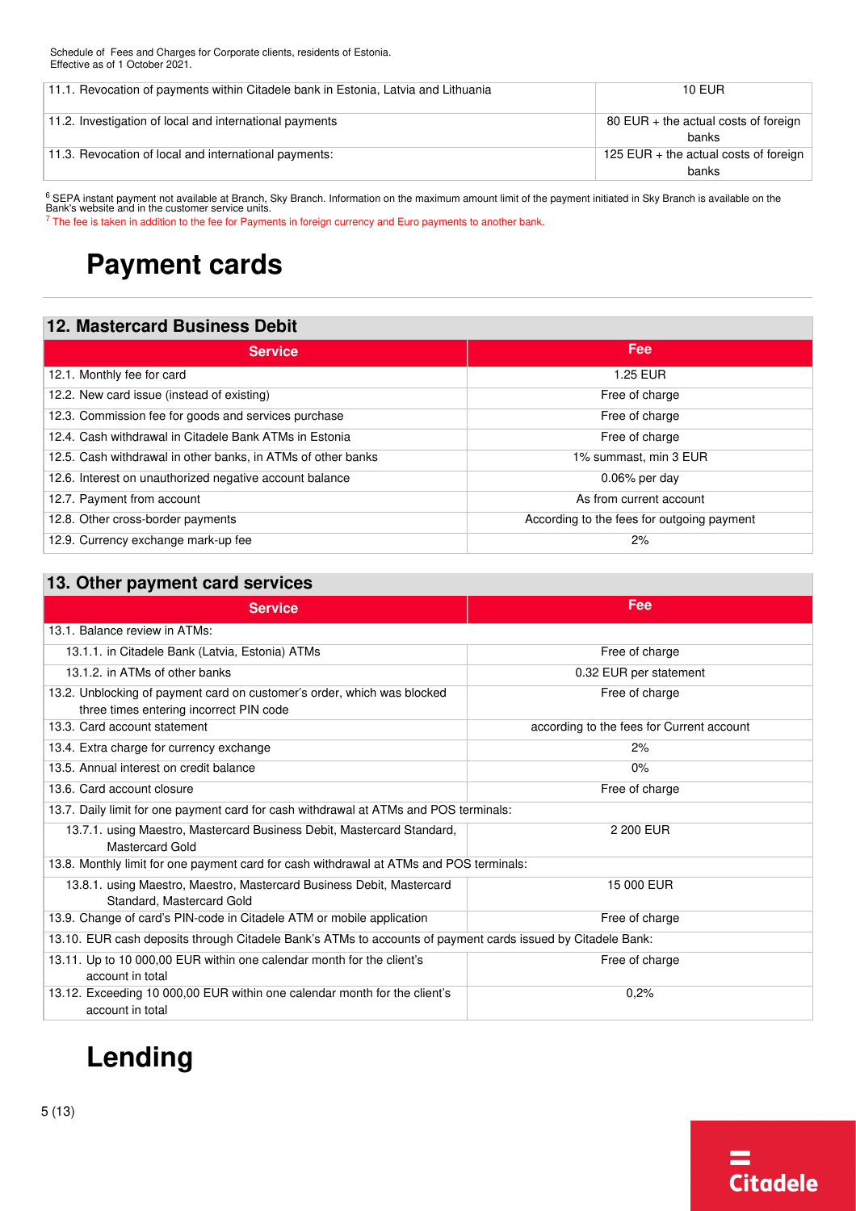| | |
|---|---|
| 11.1. Revocation of payments within Citadele bank in Estonia, Latvia and Lithuania | 10 EUR |
| 11.2. Investigation of local and international payments | 80 EUR + the actual costs of foreign banks |
| 11.3. Revocation of local and international payments: | 125 EUR + the actual costs of foreign banks |

[6] SEPA instant payment not available at Branch, Sky Branch. Information on the maximum amount limit of the payment initiated in Sky Branch is available on the Bank's website and in the customer service units.

[7] The fee is taken in addition to the fee for Payments in foreign currency and Euro payments to another bank.

# Payment cards

## 12. Mastercard Business Debit

| Service | Fee |
|---|---|
| 12.1. Monthly fee for card | 1.25 EUR |
| 12.2. New card issue (instead of existing) | Free of charge |
| 12.3. Commission fee for goods and services purchase | Free of charge |
| 12.4. Cash withdrawal in Citadele Bank ATMs in Estonia | Free of charge |
| 12.5. Cash withdrawal in other banks, in ATMs of other banks | 1% summast, min 3 EUR |
| 12.6. Interest on unauthorized negative account balance | 0.06% per day |
| 12.7. Payment from account | As from current account |
| 12.8. Other cross-border payments | According to the fees for outgoing payment |
| 12.9. Currency exchange mark-up fee | 2% |

## 13. Other payment card services

| Service | Fee |
|---|---|
| 13.1. Balance review in ATMs: | |
| 13.1.1. in Citadele Bank (Latvia, Estonia) ATMs | Free of charge |
| 13.1.2. in ATMs of other banks | 0.32 EUR per statement |
| 13.2. Unblocking of payment card on customer's order, which was blocked three times entering incorrect PIN code | Free of charge |
| 13.3. Card account statement | according to the fees for Current account |
| 13.4. Extra charge for currency exchange | 2% |
| 13.5. Annual interest on credit balance | 0% |
| 13.6. Card account closure | Free of charge |
| 13.7. Daily limit for one payment card for cash withdrawal at ATMs and POS terminals: | |
| 13.7.1. using Maestro, Mastercard Business Debit, Mastercard Standard, Mastercard Gold | 2 200 EUR |
| 13.8. Monthly limit for one payment card for cash withdrawal at ATMs and POS terminals: | |
| 13.8.1. using Maestro, Maestro, Mastercard Business Debit, Mastercard Standard, Mastercard Gold | 15 000 EUR |
| 13.9. Change of card's PIN-code in Citadele ATM or mobile application | Free of charge |
| 13.10. EUR cash deposits through Citadele Bank's ATMs to accounts of payment cards issued by Citadele Bank: | |
| 13.11. Up to 10 000,00 EUR within one calendar month for the client's account in total | Free of charge |
| 13.12. Exceeding 10 000,00 EUR within one calendar month for the client's account in total | 0,2% |

# Lending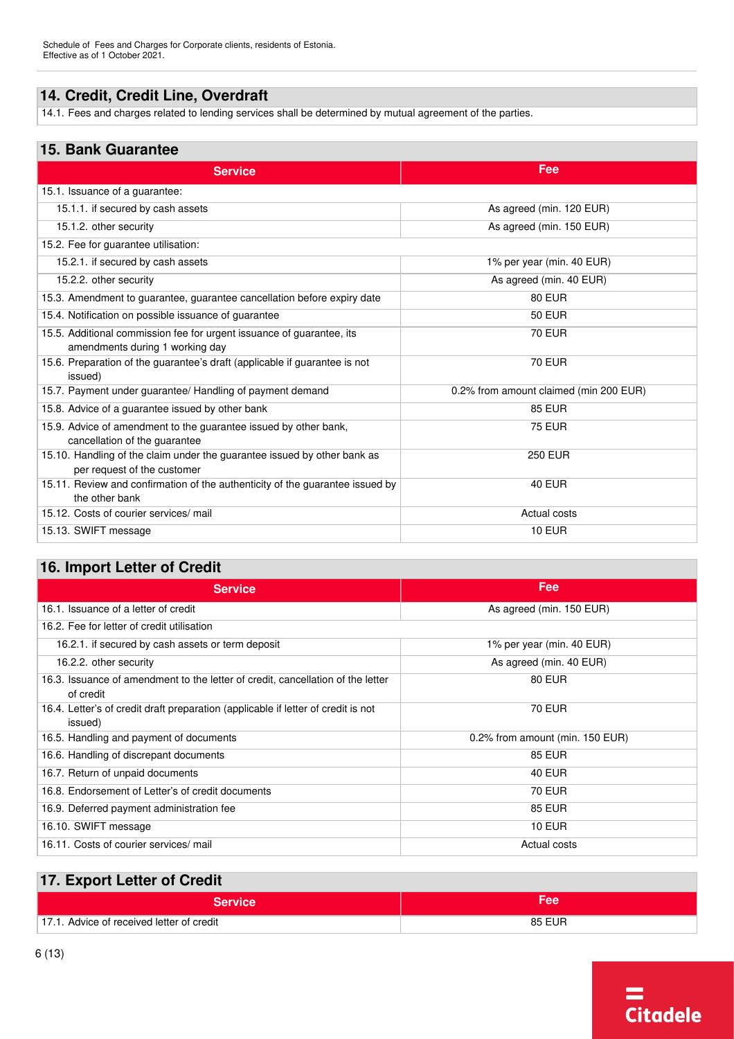## 14. Credit, Credit Line, Overdraft

14.1. Fees and charges related to lending services shall be determined by mutual agreement of the parties.

## 15. Bank Guarantee

| Service | Fee |
|---|---|
| 15.1. Issuance of a guarantee: | |
| 15.1.1. if secured by cash assets | As agreed (min. 120 EUR) |
| 15.1.2. other security | As agreed (min. 150 EUR) |
| 15.2. Fee for guarantee utilisation: | |
| 15.2.1. if secured by cash assets | 1% per year (min. 40 EUR) |
| 15.2.2. other security | As agreed (min. 40 EUR) |
| 15.3. Amendment to guarantee, guarantee cancellation before expiry date | 80 EUR |
| 15.4. Notification on possible issuance of guarantee | 50 EUR |
| 15.5. Additional commission fee for urgent issuance of guarantee, its amendments during 1 working day | 70 EUR |
| 15.6. Preparation of the guarantee's draft (applicable if guarantee is not issued) | 70 EUR |
| 15.7. Payment under guarantee/ Handling of payment demand | 0.2% from amount claimed (min 200 EUR) |
| 15.8. Advice of a guarantee issued by other bank | 85 EUR |
| 15.9. Advice of amendment to the guarantee issued by other bank, cancellation of the guarantee | 75 EUR |
| 15.10. Handling of the claim under the guarantee issued by other bank as per request of the customer | 250 EUR |
| 15.11. Review and confirmation of the authenticity of the guarantee issued by the other bank | 40 EUR |
| 15.12. Costs of courier services/ mail | Actual costs |
| 15.13. SWIFT message | 10 EUR |

## 16. Import Letter of Credit

| Service | Fee |
|---|---|
| 16.1. Issuance of a letter of credit | As agreed (min. 150 EUR) |
| 16.2. Fee for letter of credit utilisation | |
| 16.2.1. if secured by cash assets or term deposit | 1% per year (min. 40 EUR) |
| 16.2.2. other security | As agreed (min. 40 EUR) |
| 16.3. Issuance of amendment to the letter of credit, cancellation of the letter of credit | 80 EUR |
| 16.4. Letter's of credit draft preparation (applicable if letter of credit is not issued) | 70 EUR |
| 16.5. Handling and payment of documents | 0.2% from amount (min. 150 EUR) |
| 16.6. Handling of discrepant documents | 85 EUR |
| 16.7. Return of unpaid documents | 40 EUR |
| 16.8. Endorsement of Letter's of credit documents | 70 EUR |
| 16.9. Deferred payment administration fee | 85 EUR |
| 16.10. SWIFT message | 10 EUR |
| 16.11. Costs of courier services/ mail | Actual costs |

## 17. Export Letter of Credit

| Service | Fee |
|---|---|
| 17.1. Advice of received letter of credit | 85 EUR |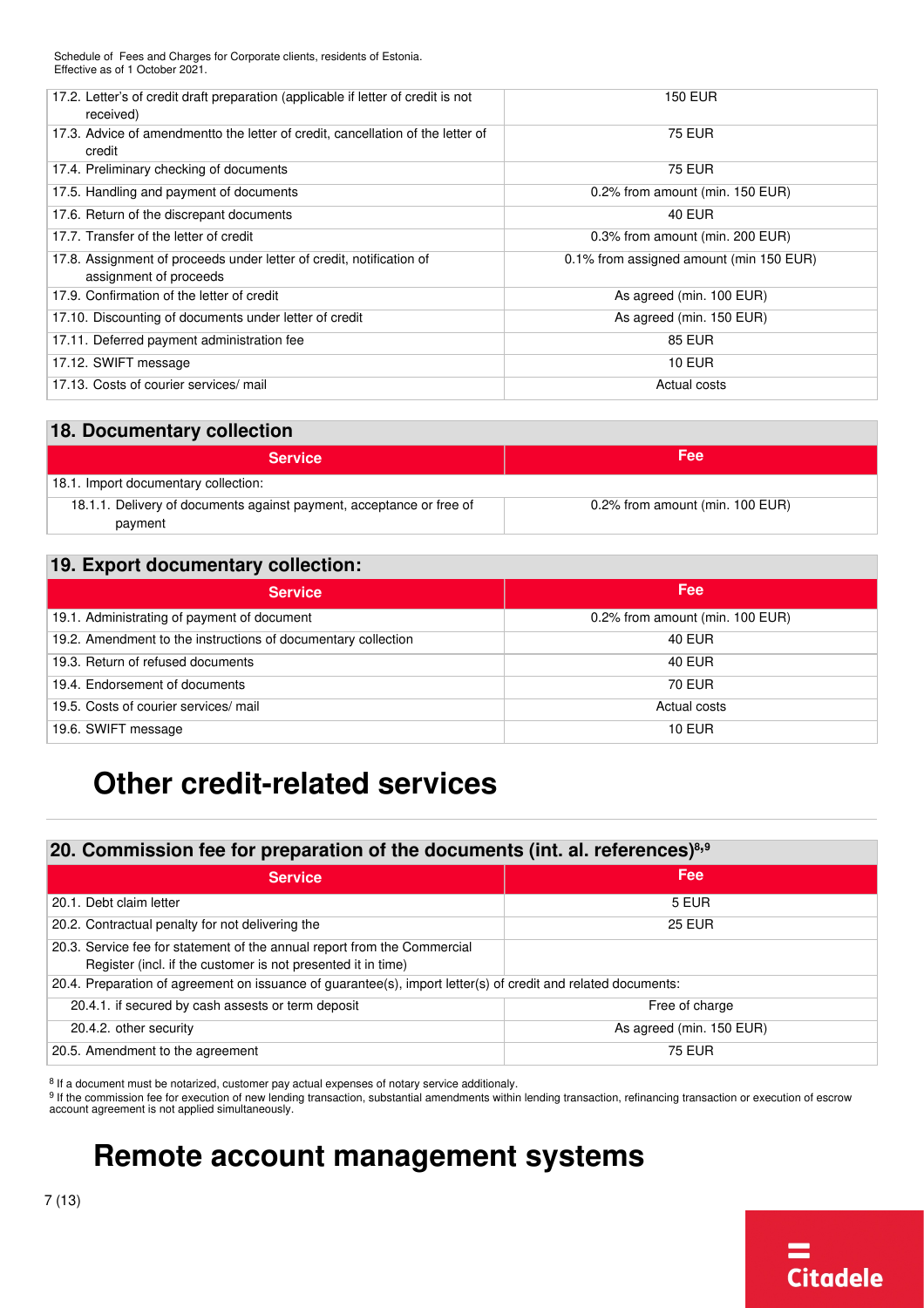| | |
|---|---|
| 17.2. Letter's of credit draft preparation (applicable if letter of credit is not received) | 150 EUR |
| 17.3. Advice of amendmentto the letter of credit, cancellation of the letter of credit | 75 EUR |
| 17.4. Preliminary checking of documents | 75 EUR |
| 17.5. Handling and payment of documents | 0.2% from amount (min. 150 EUR) |
| 17.6. Return of the discrepant documents | 40 EUR |
| 17.7. Transfer of the letter of credit | 0.3% from amount (min. 200 EUR) |
| 17.8. Assignment of proceeds under letter of credit, notification of assignment of proceeds | 0.1% from assigned amount (min 150 EUR) |
| 17.9. Confirmation of the letter of credit | As agreed (min. 100 EUR) |
| 17.10. Discounting of documents under letter of credit | As agreed (min. 150 EUR) |
| 17.11. Deferred payment administration fee | 85 EUR |
| 17.12. SWIFT message | 10 EUR |
| 17.13. Costs of courier services/ mail | Actual costs |

## 18. Documentary collection

| Service | Fee |
|---|---|
| 18.1. Import documentary collection: | |
| 18.1.1. Delivery of documents against payment, acceptance or free of payment | 0.2% from amount (min. 100 EUR) |

## 19. Export documentary collection:

| Service | Fee |
|---|---|
| 19.1. Administrating of payment of document | 0.2% from amount (min. 100 EUR) |
| 19.2. Amendment to the instructions of documentary collection | 40 EUR |
| 19.3. Return of refused documents | 40 EUR |
| 19.4. Endorsement of documents | 70 EUR |
| 19.5. Costs of courier services/ mail | Actual costs |
| 19.6. SWIFT message | 10 EUR |

# Other credit-related services

## 20. Commission fee for preparation of the documents (int. al. references)[8,9]

| Service | Fee |
|---|---|
| 20.1. Debt claim letter | 5 EUR |
| 20.2. Contractual penalty for not delivering the | 25 EUR |
| 20.3. Service fee for statement of the annual report from the Commercial Register (incl. if the customer is not presented it in time) | |
| 20.4. Preparation of agreement on issuance of guarantee(s), import letter(s) of credit and related documents: | |
| 20.4.1. if secured by cash assests or term deposit | Free of charge |
| 20.4.2. other security | As agreed (min. 150 EUR) |
| 20.5. Amendment to the agreement | 75 EUR |

[8] If a document must be notarized, customer pay actual expenses of notary service additionaly.

[9] If the commission fee for execution of new lending transaction, substantial amendments within lending transaction, refinancing transaction or execution of escrow account agreement is not applied simultaneously.

# Remote account management systems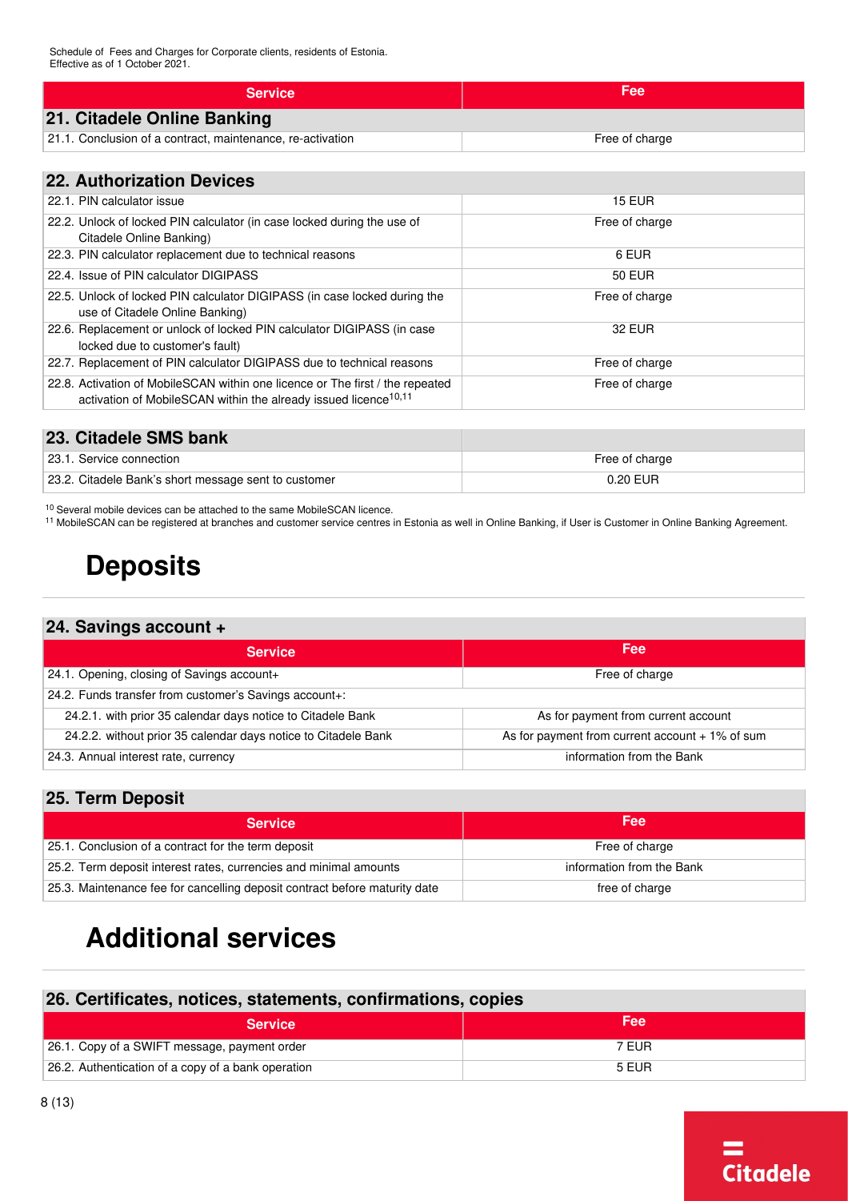| Service | Fee |
|---|---|
| **21. Citadele Online Banking** | |
| 21.1. Conclusion of a contract, maintenance, re-activation | Free of charge |

| **22. Authorization Devices** | |
|---|---|
| 22.1. PIN calculator issue | 15 EUR |
| 22.2. Unlock of locked PIN calculator (in case locked during the use of Citadele Online Banking) | Free of charge |
| 22.3. PIN calculator replacement due to technical reasons | 6 EUR |
| 22.4. Issue of PIN calculator DIGIPASS | 50 EUR |
| 22.5. Unlock of locked PIN calculator DIGIPASS (in case locked during the use of Citadele Online Banking) | Free of charge |
| 22.6. Replacement or unlock of locked PIN calculator DIGIPASS (in case locked due to customer's fault) | 32 EUR |
| 22.7. Replacement of PIN calculator DIGIPASS due to technical reasons | Free of charge |
| 22.8. Activation of MobileSCAN within one licence or The first / the repeated activation of MobileSCAN within the already issued licence[10,11] | Free of charge |

| **23. Citadele SMS bank** | |
|---|---|
| 23.1. Service connection | Free of charge |
| 23.2. Citadele Bank's short message sent to customer | 0.20 EUR |

[10] Several mobile devices can be attached to the same MobileSCAN licence.
[11] MobileSCAN can be registered at branches and customer service centres in Estonia as well in Online Banking, if User is Customer in Online Banking Agreement.

# Deposits

## 24. Savings account +

| Service | Fee |
|---|---|
| 24.1. Opening, closing of Savings account+ | Free of charge |
| 24.2. Funds transfer from customer's Savings account+: | |
| 24.2.1. with prior 35 calendar days notice to Citadele Bank | As for payment from current account |
| 24.2.2. without prior 35 calendar days notice to Citadele Bank | As for payment from current account + 1% of sum |
| 24.3. Annual interest rate, currency | information from the Bank |

## 25. Term Deposit

| Service | Fee |
|---|---|
| 25.1. Conclusion of a contract for the term deposit | Free of charge |
| 25.2. Term deposit interest rates, currencies and minimal amounts | information from the Bank |
| 25.3. Maintenance fee for cancelling deposit contract before maturity date | free of charge |

# Additional services

## 26. Certificates, notices, statements, confirmations, copies

| Service | Fee |
|---|---|
| 26.1. Copy of a SWIFT message, payment order | 7 EUR |
| 26.2. Authentication of a copy of a bank operation | 5 EUR |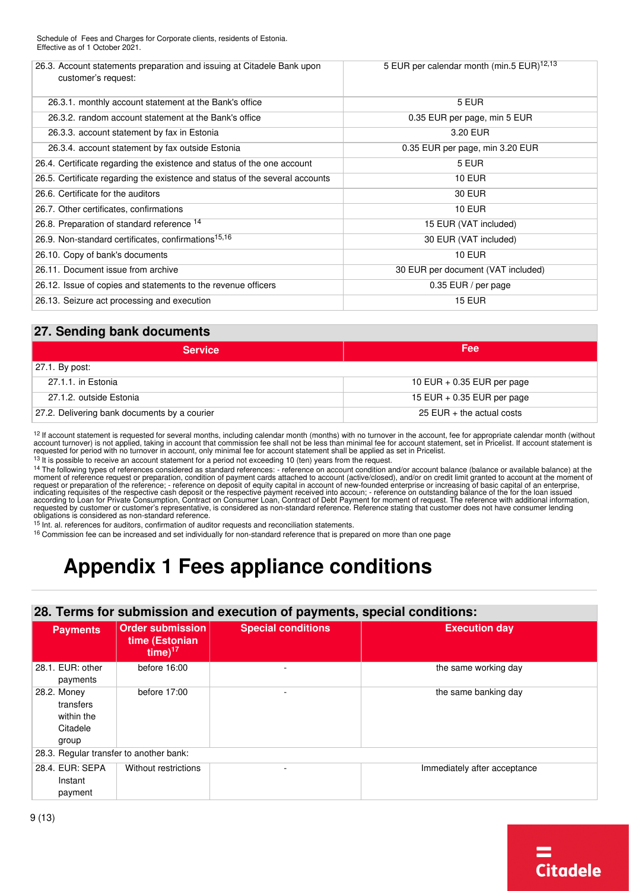| | |
|---|---|
| 26.3. Account statements preparation and issuing at Citadele Bank upon customer's request: | 5 EUR per calendar month (min.5 EUR)[12,13] |
| 26.3.1. monthly account statement at the Bank's office | 5 EUR |
| 26.3.2. random account statement at the Bank's office | 0.35 EUR per page, min 5 EUR |
| 26.3.3. account statement by fax in Estonia | 3.20 EUR |
| 26.3.4. account statement by fax outside Estonia | 0.35 EUR per page, min 3.20 EUR |
| 26.4. Certificate regarding the existence and status of the one account | 5 EUR |
| 26.5. Certificate regarding the existence and status of the several accounts | 10 EUR |
| 26.6. Certificate for the auditors | 30 EUR |
| 26.7. Other certificates, confirmations | 10 EUR |
| 26.8. Preparation of standard reference [14] | 15 EUR (VAT included) |
| 26.9. Non-standard certificates, confirmations[15,16] | 30 EUR (VAT included) |
| 26.10. Copy of bank's documents | 10 EUR |
| 26.11. Document issue from archive | 30 EUR per document (VAT included) |
| 26.12. Issue of copies and statements to the revenue officers | 0.35 EUR / per page |
| 26.13. Seizure act processing and execution | 15 EUR |

## 27. Sending bank documents

| Service | Fee |
|---|---|
| 27.1. By post: | |
| 27.1.1. in Estonia | 10 EUR + 0.35 EUR per page |
| 27.1.2. outside Estonia | 15 EUR + 0.35 EUR per page |
| 27.2. Delivering bank documents by a courier | 25 EUR + the actual costs |

[12] If account statement is requested for several months, including calendar month (months) with no turnover in the account, fee for appropriate calendar month (without account turnover) is not applied, taking in account that commission fee shall not be less than minimal fee for account statement, set in Pricelist. If account statement is requested for period with no turnover in account, only minimal fee for account statement shall be applied as set in Pricelist.

[13] It is possible to receive an account statement for a period not exceeding 10 (ten) years from the request.

[14] The following types of references considered as standard references: - reference on account condition and/or account balance (balance or available balance) at the moment of reference request or preparation, condition of payment cards attached to account (active/closed), and/or on credit limit granted to account at the moment of request or preparation of the reference; - reference on deposit of equity capital in account of new-founded enterprise or increasing of basic capital of an enterprise, indicating requisites of the respective cash deposit or the respective payment received into accoun; - reference on outstanding balance of the for the loan issued according to Loan for Private Consumption, Contract on Consumer Loan, Contract of Debt Payment for moment of request. The reference with additional information, requested by customer or customer's representative, is considered as non-standard reference. Reference stating that customer does not have consumer lending obligations is considered as non-standard reference.

[15] Int. al. references for auditors, confirmation of auditor requests and reconciliation statements.

[16] Commission fee can be increased and set individually for non-standard reference that is prepared on more than one page

# Appendix 1 Fees appliance conditions

## 28. Terms for submission and execution of payments, special conditions:

| Payments | Order submission time (Estonian time)[17] | Special conditions | Execution day |
|---|---|---|---|
| 28.1. EUR: other payments | before 16:00 | - | the same working day |
| 28.2. Money transfers within the Citadele group | before 17:00 | - | the same banking day |
| 28.3. Regular transfer to another bank: | | | |
| 28.4. EUR: SEPA Instant payment | Without restrictions | - | Immediately after acceptance |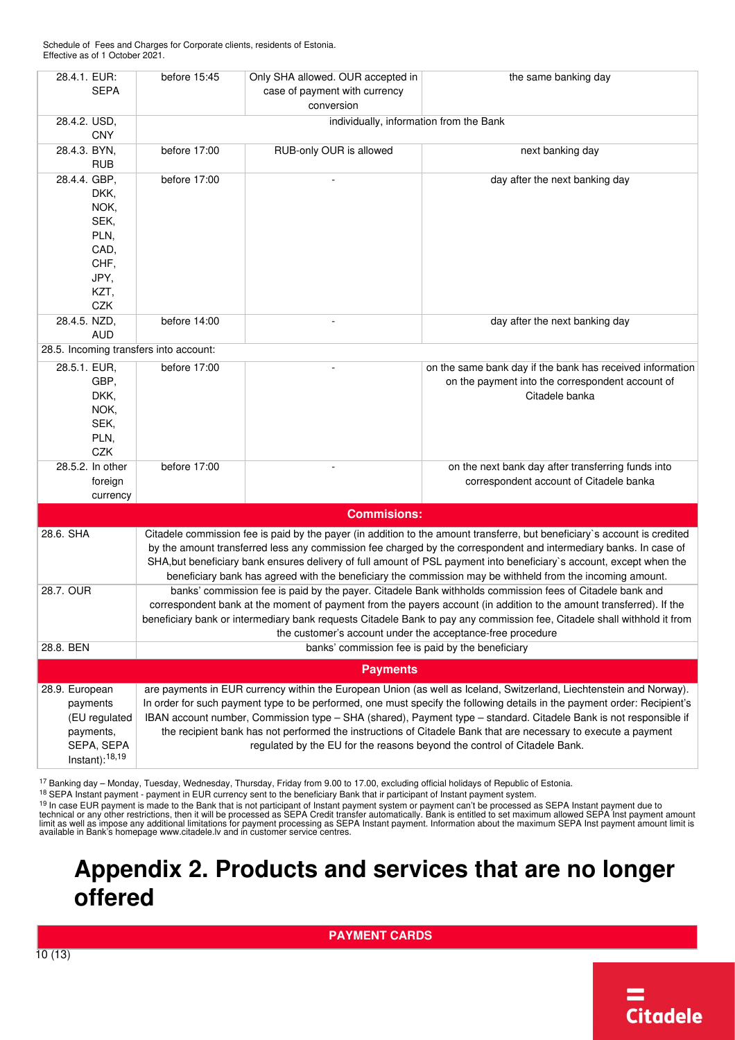| | | | |
|---|---|---|---|
| 28.4.1. EUR: SEPA | before 15:45 | Only SHA allowed. OUR accepted in case of payment with currency conversion | the same banking day |
| 28.4.2. USD, CNY | individually, information from the Bank | | |
| 28.4.3. BYN, RUB | before 17:00 | RUB-only OUR is allowed | next banking day |
| 28.4.4. GBP, DKK, NOK, SEK, PLN, CAD, CHF, JPY, KZT, CZK | before 17:00 | - | day after the next banking day |
| 28.4.5. NZD, AUD | before 14:00 | - | day after the next banking day |
| 28.5. Incoming transfers into account: | | | |
| 28.5.1. EUR, GBP, DKK, NOK, SEK, PLN, CZK | before 17:00 | - | on the same bank day if the bank has received information on the payment into the correspondent account of Citadele banka |
| 28.5.2. In other foreign currency | before 17:00 | - | on the next bank day after transferring funds into correspondent account of Citadele banka |
| **Commisions:** | | | |
| 28.6. SHA | Citadele commission fee is paid by the payer (in addition to the amount transferre, but beneficiary`s account is credited by the amount transferred less any commission fee charged by the correspondent and intermediary banks. In case of SHA,but beneficiary bank ensures delivery of full amount of PSL payment into beneficiary`s account, except when the beneficiary bank has agreed with the beneficiary the commission may be withheld from the incoming amount. | | |
| 28.7. OUR | banks' commission fee is paid by the payer. Citadele Bank withholds commission fees of Citadele bank and correspondent bank at the moment of payment from the payers account (in addition to the amount transferred). If the beneficiary bank or intermediary bank requests Citadele Bank to pay any commission fee, Citadele shall withhold it from the customer's account under the acceptance-free procedure | | |
| 28.8. BEN | banks' commission fee is paid by the beneficiary | | |
| **Payments** | | | |
| 28.9. European payments (EU regulated payments, SEPA, SEPA Instant):[18,19] | are payments in EUR currency within the European Union (as well as Iceland, Switzerland, Liechtenstein and Norway). In order for such payment type to be performed, one must specify the following details in the payment order: Recipient's IBAN account number, Commission type – SHA (shared), Payment type – standard. Citadele Bank is not responsible if the recipient bank has not performed the instructions of Citadele Bank that are necessary to execute a payment regulated by the EU for the reasons beyond the control of Citadele Bank. | | |

[17] Banking day – Monday, Tuesday, Wednesday, Thursday, Friday from 9.00 to 17.00, excluding official holidays of Republic of Estonia.

[18] SEPA Instant payment - payment in EUR currency sent to the beneficiary Bank that ir participant of Instant payment system.

[19] In case EUR payment is made to the Bank that is not participant of Instant payment system or payment can't be processed as SEPA Instant payment due to technical or any other restrictions, then it will be processed as SEPA Credit transfer automatically. Bank is entitled to set maximum allowed SEPA Inst payment amount limit as well as impose any additional limitations for payment processing as SEPA Instant payment. Information about the maximum SEPA Inst payment amount limit is available in Bank's homepage www.citadele.lv and in customer service centres.

# Appendix 2. Products and services that are no longer offered

| PAYMENT CARDS |
|---|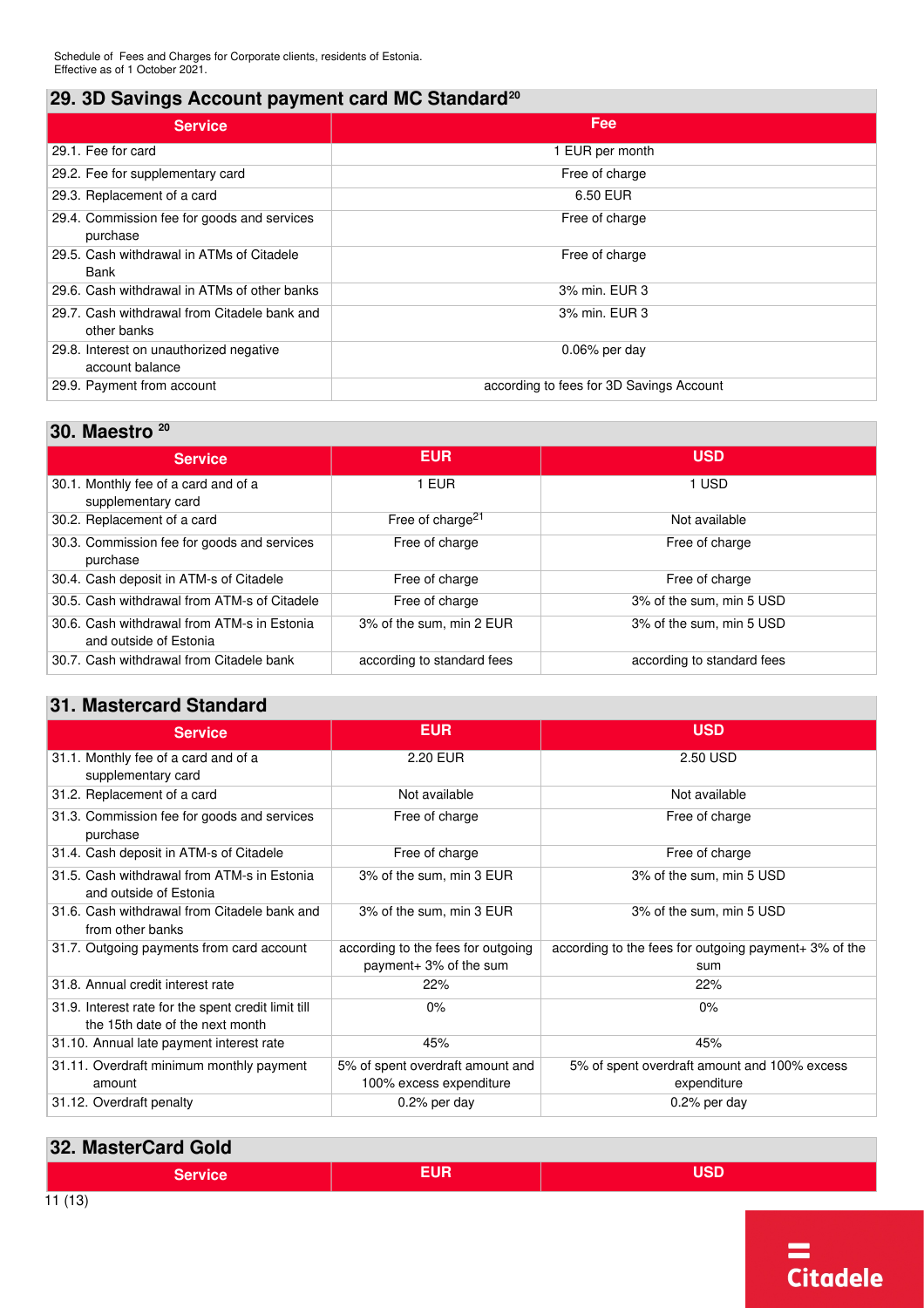## 29. 3D Savings Account payment card MC Standard[20]

| Service | Fee |
|---|---|
| 29.1. Fee for card | 1 EUR per month |
| 29.2. Fee for supplementary card | Free of charge |
| 29.3. Replacement of a card | 6.50 EUR |
| 29.4. Commission fee for goods and services purchase | Free of charge |
| 29.5. Cash withdrawal in ATMs of Citadele Bank | Free of charge |
| 29.6. Cash withdrawal in ATMs of other banks | 3% min. EUR 3 |
| 29.7. Cash withdrawal from Citadele bank and other banks | 3% min. EUR 3 |
| 29.8. Interest on unauthorized negative account balance | 0.06% per day |
| 29.9. Payment from account | according to fees for 3D Savings Account |

## 30. Maestro [20]

| Service | EUR | USD |
|---|---|---|
| 30.1. Monthly fee of a card and of a supplementary card | 1 EUR | 1 USD |
| 30.2. Replacement of a card | Free of charge[21] | Not available |
| 30.3. Commission fee for goods and services purchase | Free of charge | Free of charge |
| 30.4. Cash deposit in ATM-s of Citadele | Free of charge | Free of charge |
| 30.5. Cash withdrawal from ATM-s of Citadele | Free of charge | 3% of the sum, min 5 USD |
| 30.6. Cash withdrawal from ATM-s in Estonia and outside of Estonia | 3% of the sum, min 2 EUR | 3% of the sum, min 5 USD |
| 30.7. Cash withdrawal from Citadele bank | according to standard fees | according to standard fees |

## 31. Mastercard Standard

| Service | EUR | USD |
|---|---|---|
| 31.1. Monthly fee of a card and of a supplementary card | 2.20 EUR | 2.50 USD |
| 31.2. Replacement of a card | Not available | Not available |
| 31.3. Commission fee for goods and services purchase | Free of charge | Free of charge |
| 31.4. Cash deposit in ATM-s of Citadele | Free of charge | Free of charge |
| 31.5. Cash withdrawal from ATM-s in Estonia and outside of Estonia | 3% of the sum, min 3 EUR | 3% of the sum, min 5 USD |
| 31.6. Cash withdrawal from Citadele bank and from other banks | 3% of the sum, min 3 EUR | 3% of the sum, min 5 USD |
| 31.7. Outgoing payments from card account | according to the fees for outgoing payment+ 3% of the sum | according to the fees for outgoing payment+ 3% of the sum |
| 31.8. Annual credit interest rate | 22% | 22% |
| 31.9. Interest rate for the spent credit limit till the 15th date of the next month | 0% | 0% |
| 31.10. Annual late payment interest rate | 45% | 45% |
| 31.11. Overdraft minimum monthly payment amount | 5% of spent overdraft amount and 100% excess expenditure | 5% of spent overdraft amount and 100% excess expenditure |
| 31.12. Overdraft penalty | 0.2% per day | 0.2% per day |

## 32. MasterCard Gold

| Service | EUR | USD |
|---|---|---|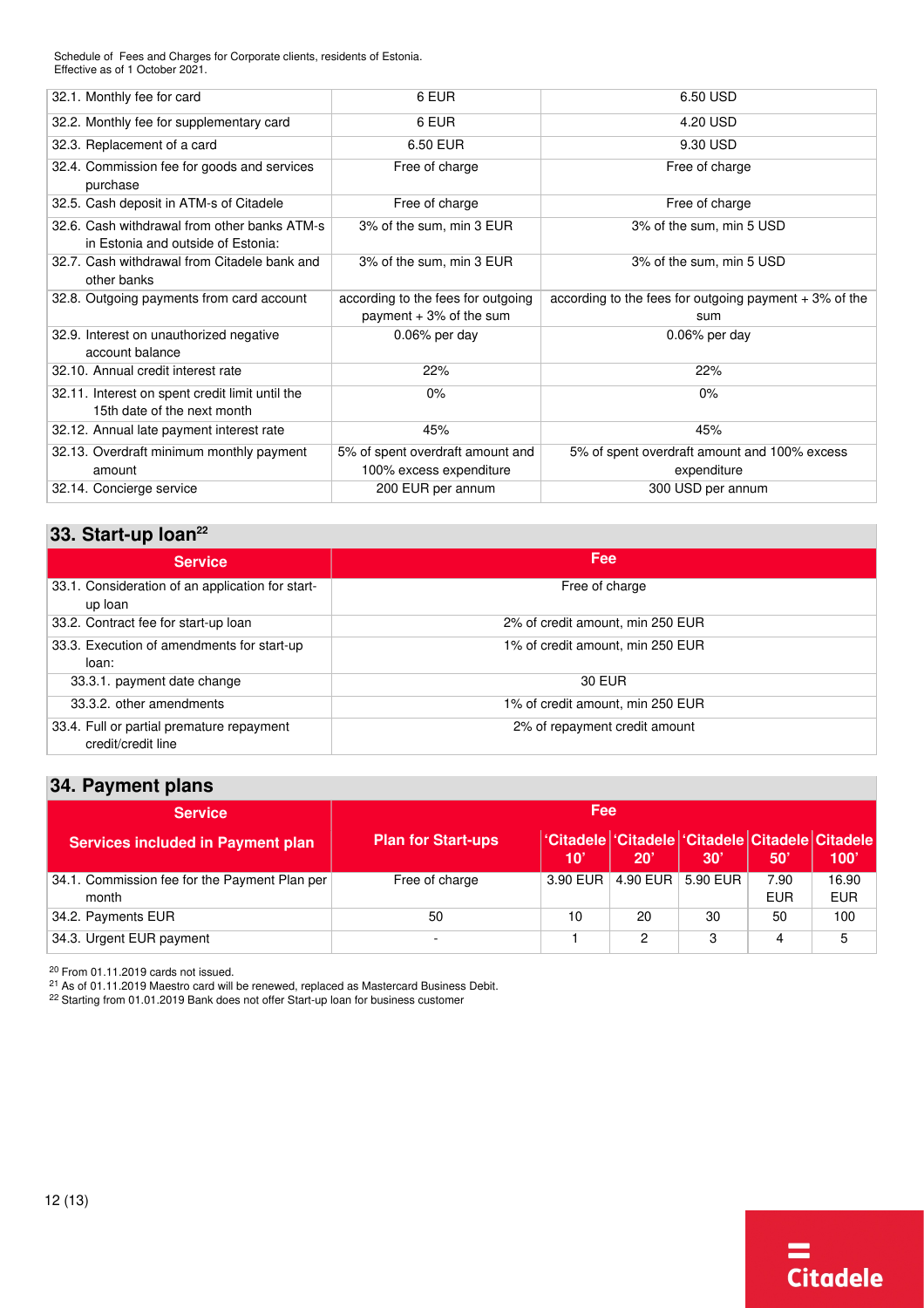| | | |
|---|---|---|
| 32.1. Monthly fee for card | 6 EUR | 6.50 USD |
| 32.2. Monthly fee for supplementary card | 6 EUR | 4.20 USD |
| 32.3. Replacement of a card | 6.50 EUR | 9.30 USD |
| 32.4. Commission fee for goods and services purchase | Free of charge | Free of charge |
| 32.5. Cash deposit in ATM-s of Citadele | Free of charge | Free of charge |
| 32.6. Cash withdrawal from other banks ATM-s in Estonia and outside of Estonia: | 3% of the sum, min 3 EUR | 3% of the sum, min 5 USD |
| 32.7. Cash withdrawal from Citadele bank and other banks | 3% of the sum, min 3 EUR | 3% of the sum, min 5 USD |
| 32.8. Outgoing payments from card account | according to the fees for outgoing payment + 3% of the sum | according to the fees for outgoing payment + 3% of the sum |
| 32.9. Interest on unauthorized negative account balance | 0.06% per day | 0.06% per day |
| 32.10. Annual credit interest rate | 22% | 22% |
| 32.11. Interest on spent credit limit until the 15th date of the next month | 0% | 0% |
| 32.12. Annual late payment interest rate | 45% | 45% |
| 32.13. Overdraft minimum monthly payment amount | 5% of spent overdraft amount and 100% excess expenditure | 5% of spent overdraft amount and 100% excess expenditure |
| 32.14. Concierge service | 200 EUR per annum | 300 USD per annum |

## 33. Start-up loan[22]

| Service | Fee |
|---|---|
| 33.1. Consideration of an application for start-up loan | Free of charge |
| 33.2. Contract fee for start-up loan | 2% of credit amount, min 250 EUR |
| 33.3. Execution of amendments for start-up loan: | 1% of credit amount, min 250 EUR |
| 33.3.1. payment date change | 30 EUR |
| 33.3.2. other amendments | 1% of credit amount, min 250 EUR |
| 33.4. Full or partial premature repayment credit/credit line | 2% of repayment credit amount |

## 34. Payment plans

| Service | Fee | | | | | |
|---|---|---|---|---|---|---|
| Services included in Payment plan | Plan for Start-ups | 'Citadele 10' | 'Citadele 20' | 'Citadele 30' | Citadele 50' | Citadele 100' |
| 34.1. Commission fee for the Payment Plan per month | Free of charge | 3.90 EUR | 4.90 EUR | 5.90 EUR | 7.90 EUR | 16.90 EUR |
| 34.2. Payments EUR | 50 | 10 | 20 | 30 | 50 | 100 |
| 34.3. Urgent EUR payment | - | 1 | 2 | 3 | 4 | 5 |

[20] From 01.11.2019 cards not issued.

[21] As of 01.11.2019 Maestro card will be renewed, replaced as Mastercard Business Debit.

[22] Starting from 01.01.2019 Bank does not offer Start-up loan for business customer